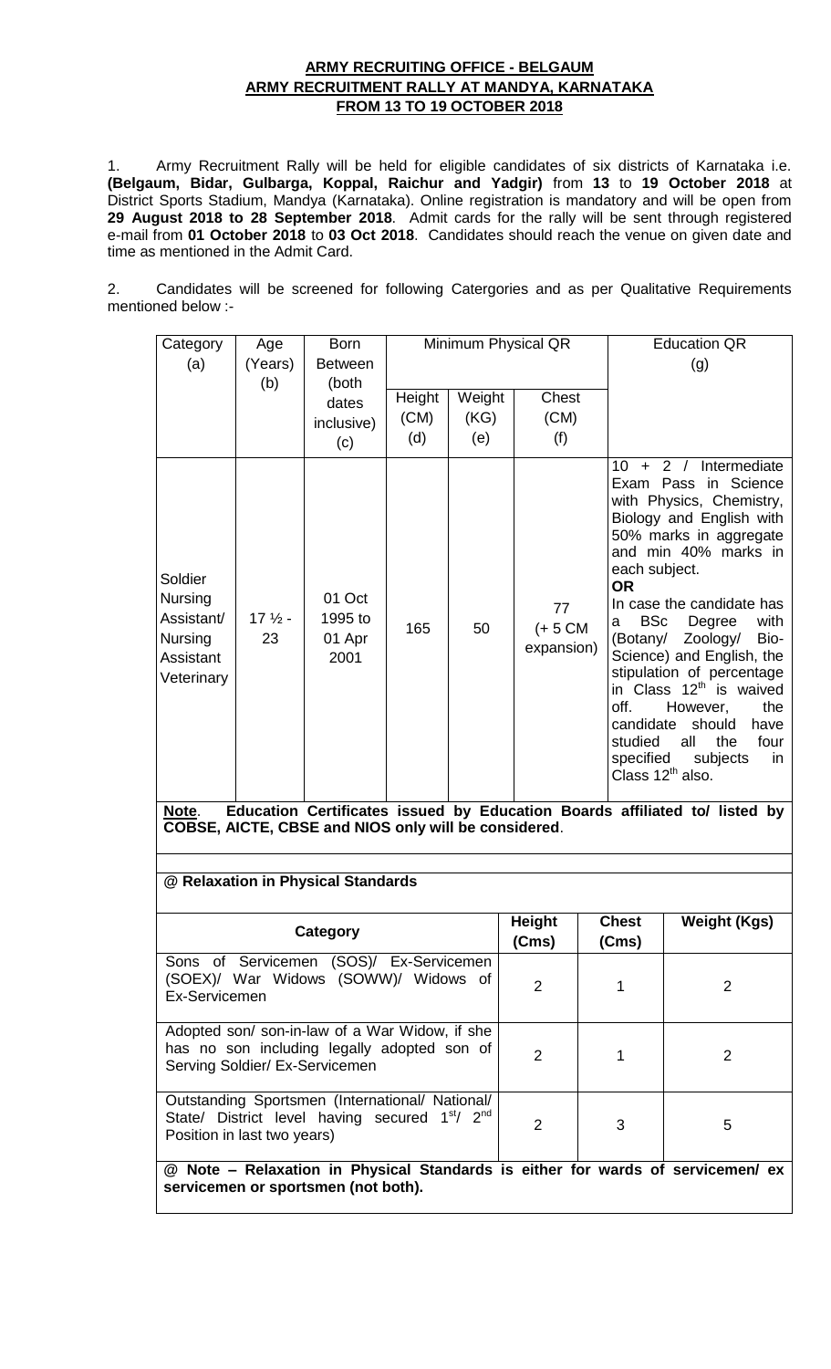**ARMY RECRUITING OFFICE - BELGAUM**
**ARMY RECRUITMENT RALLY AT MANDYA, KARNATAKA**
**FROM 13 TO 19 OCTOBER 2018**

1. Army Recruitment Rally will be held for eligible candidates of six districts of Karnataka i.e. **(Belgaum, Bidar, Gulbarga, Koppal, Raichur and Yadgir)** from **13** to **19 October 2018** at District Sports Stadium, Mandya (Karnataka). Online registration is mandatory and will be open from **29 August 2018 to 28 September 2018**. Admit cards for the rally will be sent through registered e-mail from **01 October 2018** to **03 Oct 2018**. Candidates should reach the venue on given date and time as mentioned in the Admit Card.

2. Candidates will be screened for following Catergories and as per Qualitative Requirements mentioned below :-

| Category (a) | Age (Years) (b) | Born Between (both dates inclusive) (c) | Minimum Physical QR | | | Education QR (g) |
|---|---|---|---|---|---|---|
| | | | Height (CM) (d) | Weight (KG) (e) | Chest (CM) (f) | |
| Soldier Nursing Assistant/ Nursing Assistant Veterinary | 17 ½ - 23 | 01 Oct 1995 to 01 Apr 2001 | 165 | 50 | 77 (+ 5 CM expansion) | 10 + 2 / Intermediate Exam Pass in Science with Physics, Chemistry, Biology and English with 50% marks in aggregate and min 40% marks in each subject. **OR** In case the candidate has a BSc Degree with (Botany/ Zoology/ Bio-Science) and English, the stipulation of percentage in Class 12th is waived off. However, the candidate should have studied all the four specified subjects in Class 12th also. |

**Note**. **Education Certificates issued by Education Boards affiliated to/ listed by COBSE, AICTE, CBSE and NIOS only will be considered**.

**@ Relaxation in Physical Standards**

| Category | Height (Cms) | Chest (Cms) | Weight (Kgs) |
|---|---|---|---|
| Sons of Servicemen (SOS)/ Ex-Servicemen (SOEX)/ War Widows (SOWW)/ Widows of Ex-Servicemen | 2 | 1 | 2 |
| Adopted son/ son-in-law of a War Widow, if she has no son including legally adopted son of Serving Soldier/ Ex-Servicemen | 2 | 1 | 2 |
| Outstanding Sportsmen (International/ National/ State/ District level having secured 1st/ 2nd Position in last two years) | 2 | 3 | 5 |

**@ Note – Relaxation in Physical Standards is either for wards of servicemen/ ex servicemen or sportsmen (not both).**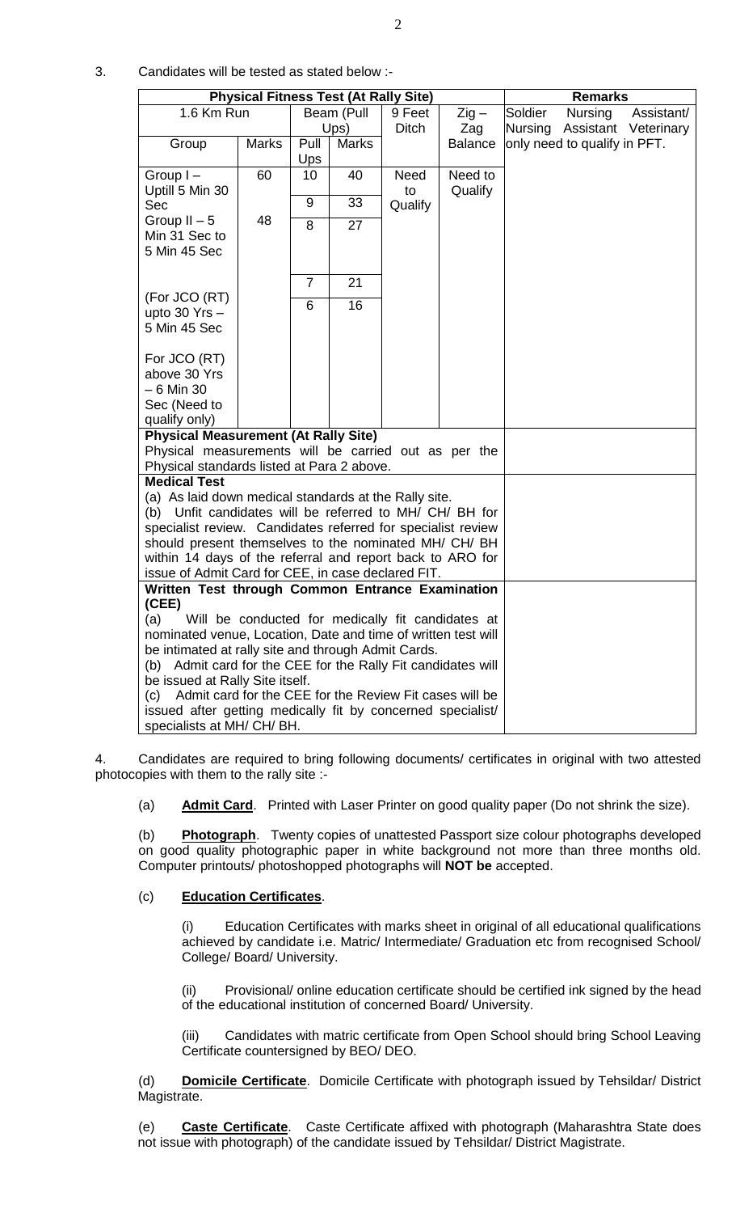3. Candidates will be tested as stated below :-

| Physical Fitness Test (At Rally Site) | | | | | | Remarks |
|---|---|---|---|---|---|---|
| 1.6 Km Run | | Beam (Pull Ups) | | 9 Feet Ditch | Zig – Zag Balance | Soldier Nursing Assistant/ Nursing Assistant Veterinary only need to qualify in PFT. |
| Group | Marks | Pull Ups | Marks | | | |
| Group I – Uptill 5 Min 30 Sec | 60 | 10 | 40 | Need to Qualify | Need to Qualify | |
| | | 9 | 33 | | | |
| Group II – 5 Min 31 Sec to 5 Min 45 Sec | 48 | 8 | 27 | | | |
| | | 7 | 21 | | | |
| (For JCO (RT) upto 30 Yrs – 5 Min 45 Sec | | 6 | 16 | | | |
| For JCO (RT) above 30 Yrs – 6 Min 30 Sec (Need to qualify only) | | | | | | |
| **Physical Measurement (At Rally Site)**<br>Physical measurements will be carried out as per the Physical standards listed at Para 2 above. | | | | | | |
| **Medical Test**<br>(a) As laid down medical standards at the Rally site.<br>(b) Unfit candidates will be referred to MH/ CH/ BH for specialist review. Candidates referred for specialist review should present themselves to the nominated MH/ CH/ BH within 14 days of the referral and report back to ARO for issue of Admit Card for CEE, in case declared FIT. | | | | | | |
| **Written Test through Common Entrance Examination (CEE)**<br>(a) Will be conducted for medically fit candidates at nominated venue, Location, Date and time of written test will be intimated at rally site and through Admit Cards.<br>(b) Admit card for the CEE for the Rally Fit candidates will be issued at Rally Site itself.<br>(c) Admit card for the CEE for the Review Fit cases will be issued after getting medically fit by concerned specialist/ specialists at MH/ CH/ BH. | | | | | | |

4. Candidates are required to bring following documents/ certificates in original with two attested photocopies with them to the rally site :-

(a) **Admit Card**. Printed with Laser Printer on good quality paper (Do not shrink the size).

(b) **Photograph**. Twenty copies of unattested Passport size colour photographs developed on good quality photographic paper in white background not more than three months old. Computer printouts/ photoshopped photographs will **NOT be** accepted.

(c) **Education Certificates**.

(i) Education Certificates with marks sheet in original of all educational qualifications achieved by candidate i.e. Matric/ Intermediate/ Graduation etc from recognised School/ College/ Board/ University.

(ii) Provisional/ online education certificate should be certified ink signed by the head of the educational institution of concerned Board/ University.

(iii) Candidates with matric certificate from Open School should bring School Leaving Certificate countersigned by BEO/ DEO.

(d) **Domicile Certificate**. Domicile Certificate with photograph issued by Tehsildar/ District Magistrate.

(e) **Caste Certificate**. Caste Certificate affixed with photograph (Maharashtra State does not issue with photograph) of the candidate issued by Tehsildar/ District Magistrate.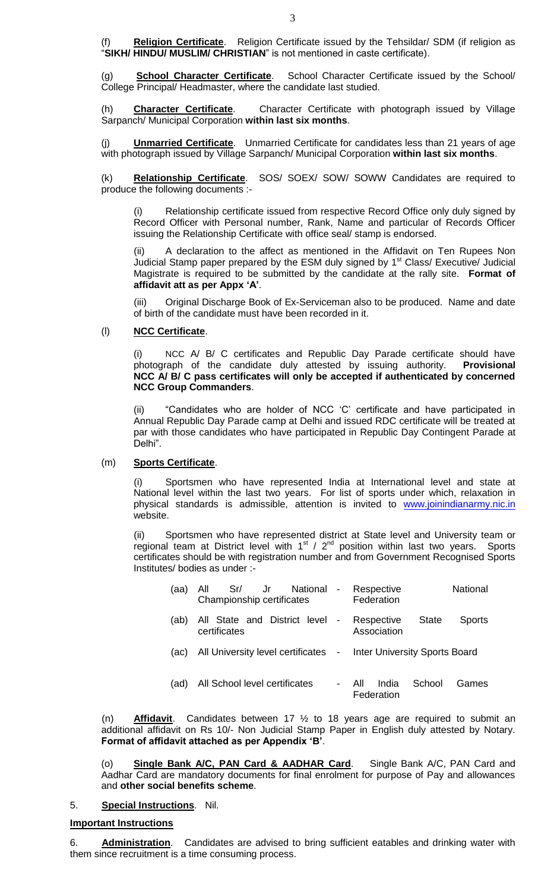(f) **Religion Certificate**. Religion Certificate issued by the Tehsildar/ SDM (if religion as "**SIKH/ HINDU/ MUSLIM/ CHRISTIAN**" is not mentioned in caste certificate).

(g) **School Character Certificate**. School Character Certificate issued by the School/ College Principal/ Headmaster, where the candidate last studied.

(h) **Character Certificate**. Character Certificate with photograph issued by Village Sarpanch/ Municipal Corporation **within last six months**.

(j) **Unmarried Certificate**. Unmarried Certificate for candidates less than 21 years of age with photograph issued by Village Sarpanch/ Municipal Corporation **within last six months**.

(k) **Relationship Certificate**. SOS/ SOEX/ SOW/ SOWW Candidates are required to produce the following documents :-

(i) Relationship certificate issued from respective Record Office only duly signed by Record Officer with Personal number, Rank, Name and particular of Records Officer issuing the Relationship Certificate with office seal/ stamp is endorsed.

(ii) A declaration to the affect as mentioned in the Affidavit on Ten Rupees Non Judicial Stamp paper prepared by the ESM duly signed by 1st Class/ Executive/ Judicial Magistrate is required to be submitted by the candidate at the rally site. **Format of affidavit att as per Appx 'A'**.

(iii) Original Discharge Book of Ex-Serviceman also to be produced. Name and date of birth of the candidate must have been recorded in it.

(l) **NCC Certificate**.

(i) NCC A/ B/ C certificates and Republic Day Parade certificate should have photograph of the candidate duly attested by issuing authority. **Provisional NCC A/ B/ C pass certificates will only be accepted if authenticated by concerned NCC Group Commanders**.

(ii) "Candidates who are holder of NCC 'C' certificate and have participated in Annual Republic Day Parade camp at Delhi and issued RDC certificate will be treated at par with those candidates who have participated in Republic Day Contingent Parade at Delhi".

(m) **Sports Certificate**.

(i) Sportsmen who have represented India at International level and state at National level within the last two years. For list of sports under which, relaxation in physical standards is admissible, attention is invited to www.joinindianarmy.nic.in website.

(ii) Sportsmen who have represented district at State level and University team or regional team at District level with 1st / 2nd position within last two years. Sports certificates should be with registration number and from Government Recognised Sports Institutes/ bodies as under :-

| | | | |
|---|---|---|---|
| (aa) | All Sr/ Jr National Championship certificates | - | Respective National Federation |
| (ab) | All State and District level certificates | - | Respective State Sports Association |
| (ac) | All University level certificates | - | Inter University Sports Board |
| (ad) | All School level certificates | - | All India School Games Federation |

(n) **Affidavit**. Candidates between 17 ½ to 18 years age are required to submit an additional affidavit on Rs 10/- Non Judicial Stamp Paper in English duly attested by Notary. **Format of affidavit attached as per Appendix 'B'**.

(o) **Single Bank A/C, PAN Card & AADHAR Card**. Single Bank A/C, PAN Card and Aadhar Card are mandatory documents for final enrolment for purpose of Pay and allowances and **other social benefits scheme**.

5. **Special Instructions**. Nil.

**Important Instructions**

6. **Administration**. Candidates are advised to bring sufficient eatables and drinking water with them since recruitment is a time consuming process.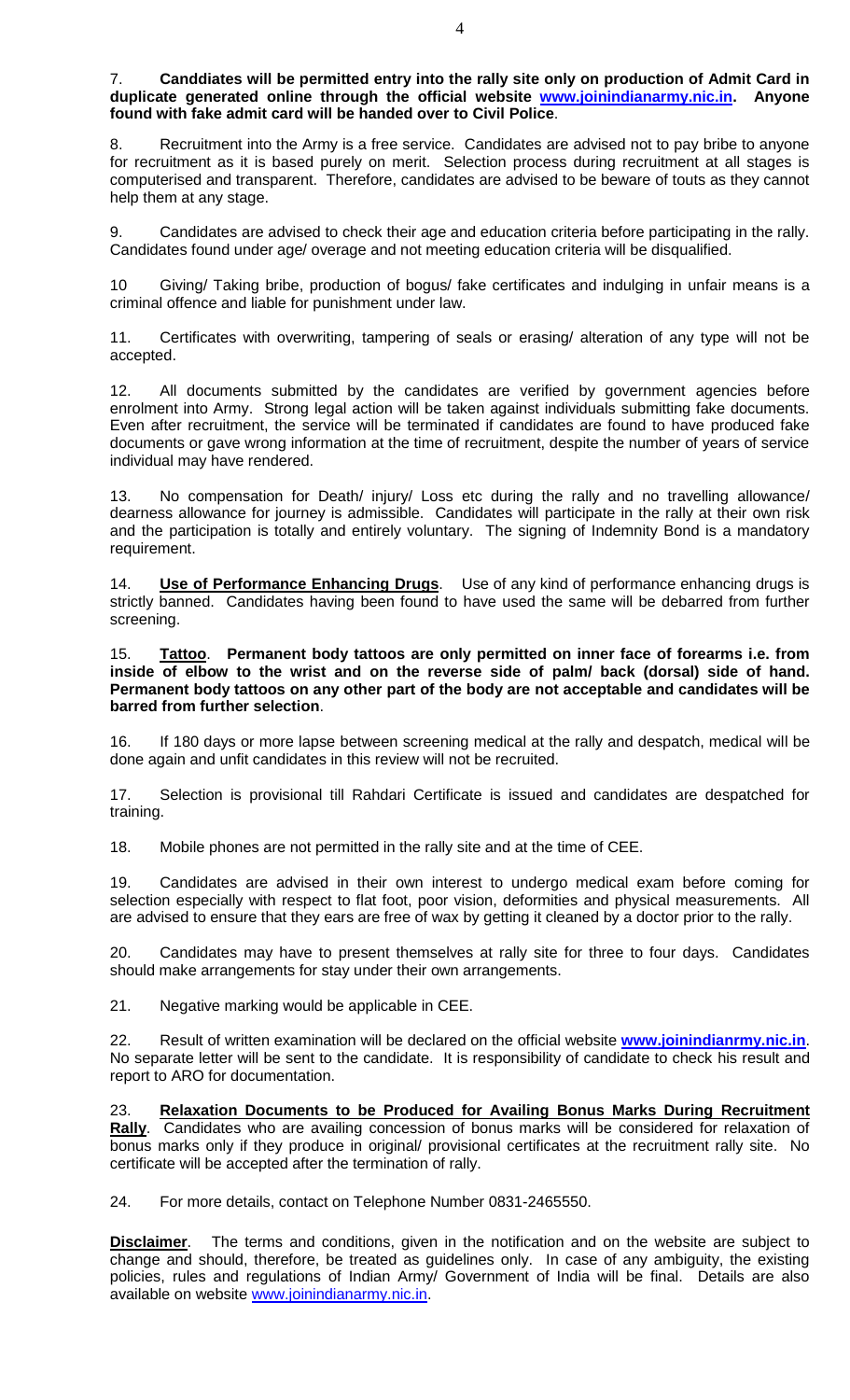7. **Canddiates will be permitted entry into the rally site only on production of Admit Card in duplicate generated online through the official website www.joinindianarmy.nic.in. Anyone found with fake admit card will be handed over to Civil Police**.

8. Recruitment into the Army is a free service. Candidates are advised not to pay bribe to anyone for recruitment as it is based purely on merit. Selection process during recruitment at all stages is computerised and transparent. Therefore, candidates are advised to be beware of touts as they cannot help them at any stage.

9. Candidates are advised to check their age and education criteria before participating in the rally. Candidates found under age/ overage and not meeting education criteria will be disqualified.

10 Giving/ Taking bribe, production of bogus/ fake certificates and indulging in unfair means is a criminal offence and liable for punishment under law.

11. Certificates with overwriting, tampering of seals or erasing/ alteration of any type will not be accepted.

12. All documents submitted by the candidates are verified by government agencies before enrolment into Army. Strong legal action will be taken against individuals submitting fake documents. Even after recruitment, the service will be terminated if candidates are found to have produced fake documents or gave wrong information at the time of recruitment, despite the number of years of service individual may have rendered.

13. No compensation for Death/ injury/ Loss etc during the rally and no travelling allowance/ dearness allowance for journey is admissible. Candidates will participate in the rally at their own risk and the participation is totally and entirely voluntary. The signing of Indemnity Bond is a mandatory requirement.

14. **Use of Performance Enhancing Drugs**. Use of any kind of performance enhancing drugs is strictly banned. Candidates having been found to have used the same will be debarred from further screening.

15. **Tattoo**. **Permanent body tattoos are only permitted on inner face of forearms i.e. from inside of elbow to the wrist and on the reverse side of palm/ back (dorsal) side of hand. Permanent body tattoos on any other part of the body are not acceptable and candidates will be barred from further selection**.

16. If 180 days or more lapse between screening medical at the rally and despatch, medical will be done again and unfit candidates in this review will not be recruited.

17. Selection is provisional till Rahdari Certificate is issued and candidates are despatched for training.

18. Mobile phones are not permitted in the rally site and at the time of CEE.

19. Candidates are advised in their own interest to undergo medical exam before coming for selection especially with respect to flat foot, poor vision, deformities and physical measurements. All are advised to ensure that they ears are free of wax by getting it cleaned by a doctor prior to the rally.

20. Candidates may have to present themselves at rally site for three to four days. Candidates should make arrangements for stay under their own arrangements.

21. Negative marking would be applicable in CEE.

22. Result of written examination will be declared on the official website **www.joinindianrmy.nic.in**. No separate letter will be sent to the candidate. It is responsibility of candidate to check his result and report to ARO for documentation.

23. **Relaxation Documents to be Produced for Availing Bonus Marks During Recruitment Rally**. Candidates who are availing concession of bonus marks will be considered for relaxation of bonus marks only if they produce in original/ provisional certificates at the recruitment rally site. No certificate will be accepted after the termination of rally.

24. For more details, contact on Telephone Number 0831-2465550.

**Disclaimer**. The terms and conditions, given in the notification and on the website are subject to change and should, therefore, be treated as guidelines only. In case of any ambiguity, the existing policies, rules and regulations of Indian Army/ Government of India will be final. Details are also available on website www.joinindianarmy.nic.in.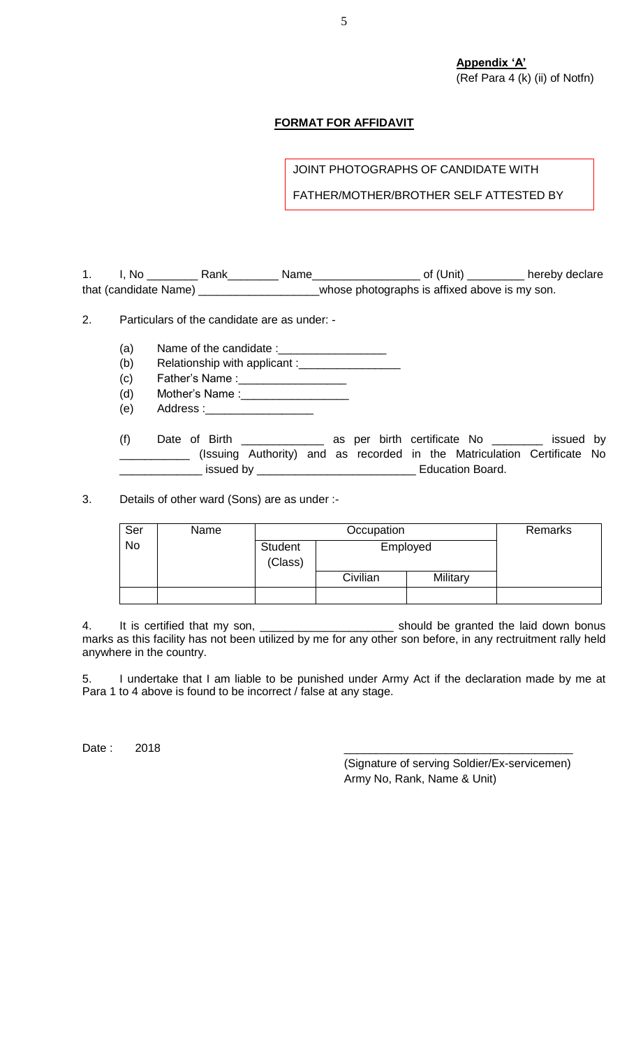**Appendix 'A'**
(Ref Para 4 (k) (ii) of Notfn)

**FORMAT FOR AFFIDAVIT**

JOINT PHOTOGRAPHS OF CANDIDATE WITH FATHER/MOTHER/BROTHER SELF ATTESTED BY

1. I, No ________ Rank________ Name________________ of (Unit) _________ hereby declare that (candidate Name) __________________whose photographs is affixed above is my son.

2. Particulars of the candidate are as under: -

   (a) Name of the candidate :________________
   (b) Relationship with applicant :_______________
   (c) Father's Name :________________
   (d) Mother's Name :________________
   (e) Address :________________

   (f) Date of Birth ____________ as per birth certificate No ________ issued by ___________ (Issuing Authority) and as recorded in the Matriculation Certificate No ____________ issued by ________________________ Education Board.

3. Details of other ward (Sons) are as under :-

| Ser No | Name | Occupation | | | Remarks |
|---|---|---|---|---|---|
| | | Student (Class) | Employed | | |
| | | | Civilian | Military | |
| | | | | | |

4. It is certified that my son, _____________________ should be granted the laid down bonus marks as this facility has not been utilized by me for any other son before, in any rectruitment rally held anywhere in the country.

5. I undertake that I am liable to be punished under Army Act if the declaration made by me at Para 1 to 4 above is found to be incorrect / false at any stage.

Date : 2018

___________________________________
(Signature of serving Soldier/Ex-servicemen)
Army No, Rank, Name & Unit)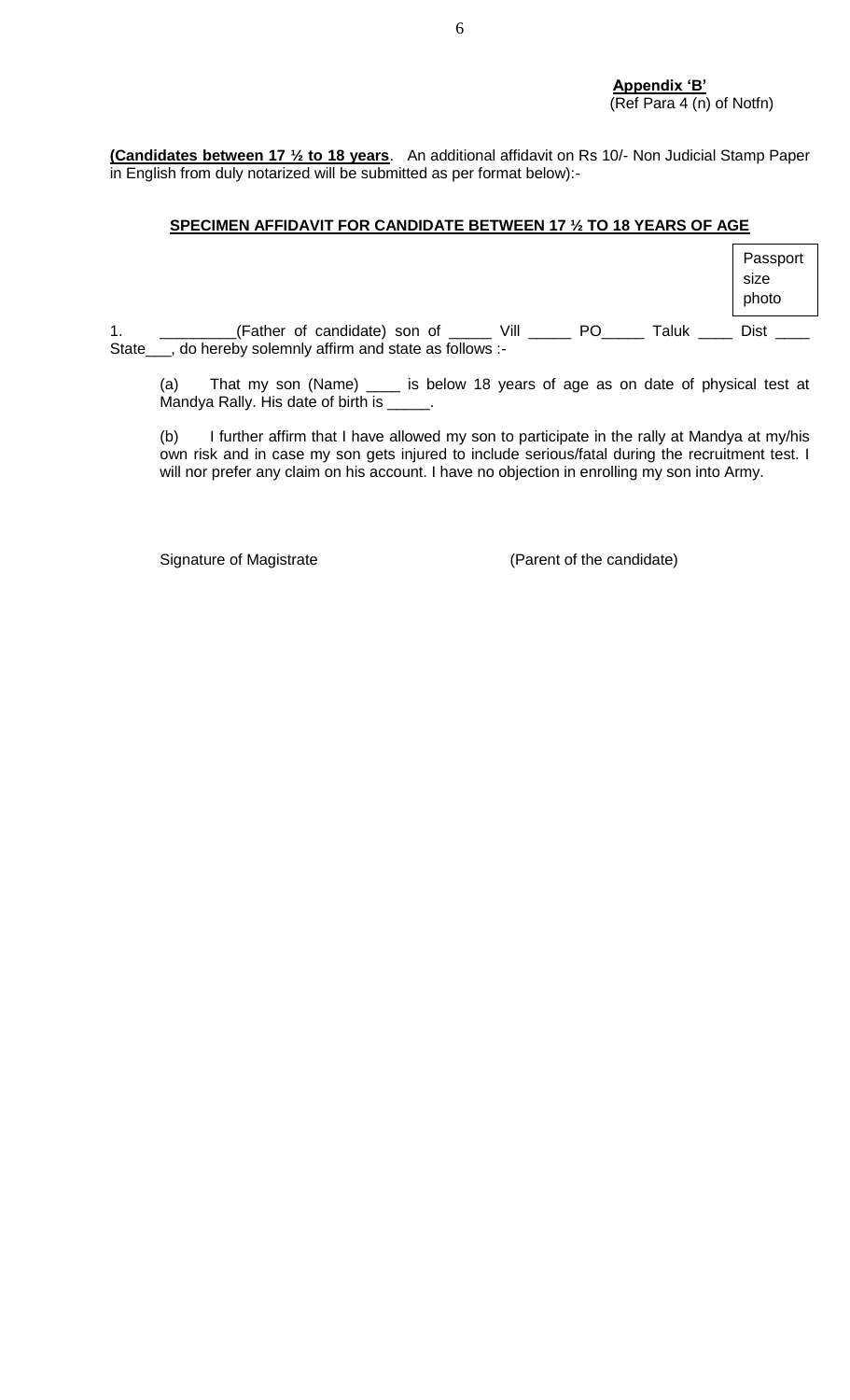**Appendix 'B'**
(Ref Para 4 (n) of Notfn)

**(Candidates between 17 ½ to 18 years**. An additional affidavit on Rs 10/- Non Judicial Stamp Paper in English from duly notarized will be submitted as per format below):-

**SPECIMEN AFFIDAVIT FOR CANDIDATE BETWEEN 17 ½ TO 18 YEARS OF AGE**

Passport size photo

1. _________(Father of candidate) son of _____ Vill _____ PO_____ Taluk ____ Dist ____ State___, do hereby solemnly affirm and state as follows :-

(a) That my son (Name) ____ is below 18 years of age as on date of physical test at Mandya Rally. His date of birth is _____.

(b) I further affirm that I have allowed my son to participate in the rally at Mandya at my/his own risk and in case my son gets injured to include serious/fatal during the recruitment test. I will nor prefer any claim on his account. I have no objection in enrolling my son into Army.

Signature of Magistrate (Parent of the candidate)